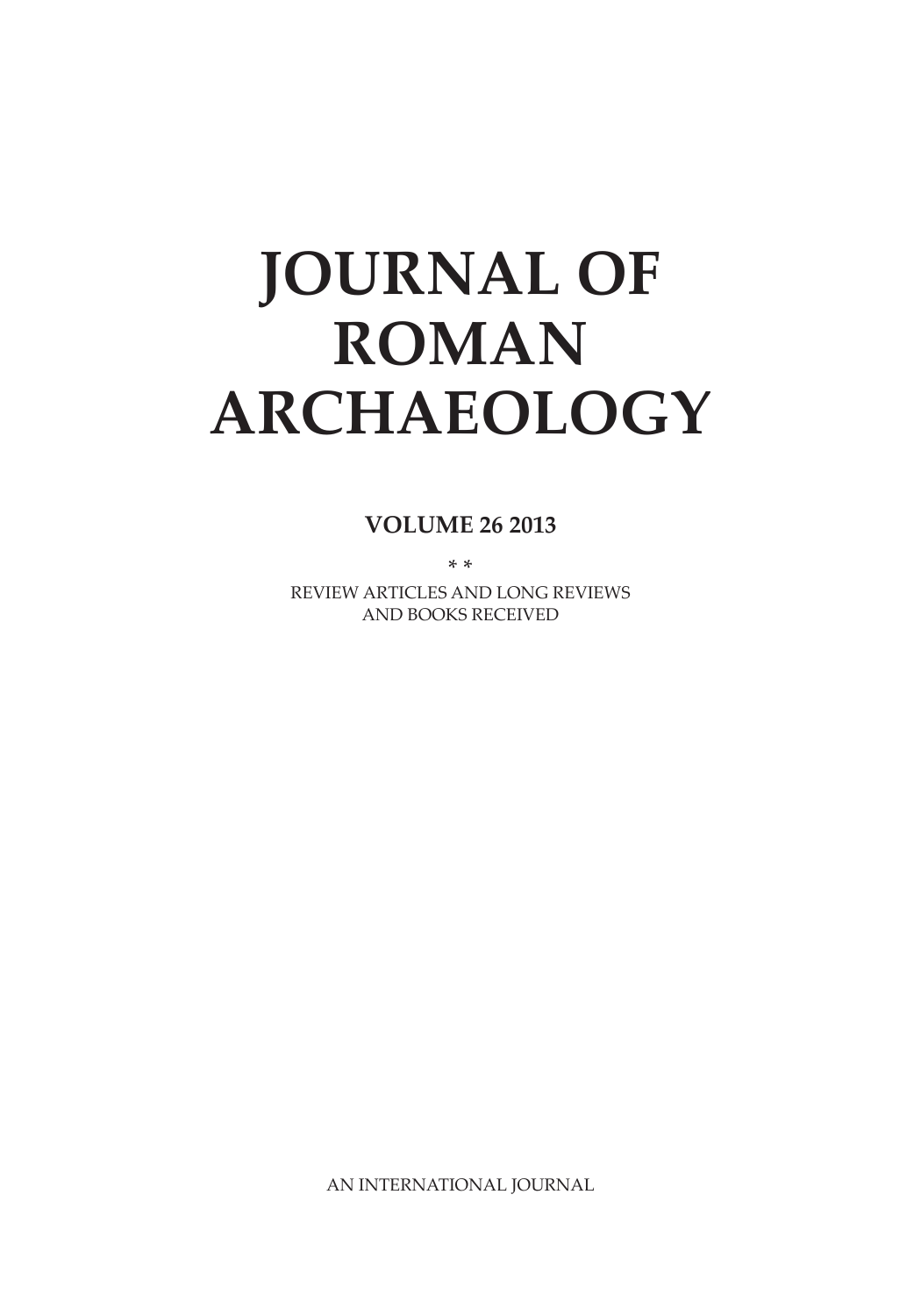# JOURNAL OF ROMAN ARCHAEOLOGY

**VOLUME 26 2013**

* *

REVIEW ARTICLES AND LONG REVIEWS AND BOOKS RECEIVED

AN INTERNATIONAL JOURNAL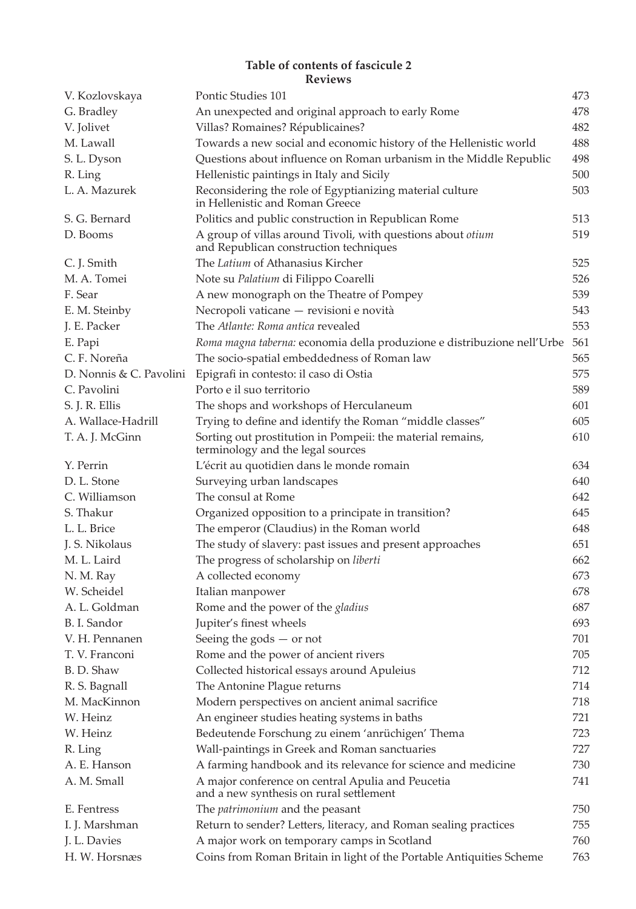## Table of contents of fascicule 2

### Reviews

| | | |
|---|---|---|
| V. Kozlovskaya | Pontic Studies 101 | 473 |
| G. Bradley | An unexpected and original approach to early Rome | 478 |
| V. Jolivet | Villas? Romaines? Républicaines? | 482 |
| M. Lawall | Towards a new social and economic history of the Hellenistic world | 488 |
| S. L. Dyson | Questions about influence on Roman urbanism in the Middle Republic | 498 |
| R. Ling | Hellenistic paintings in Italy and Sicily | 500 |
| L. A. Mazurek | Reconsidering the role of Egyptianizing material culture in Hellenistic and Roman Greece | 503 |
| S. G. Bernard | Politics and public construction in Republican Rome | 513 |
| D. Booms | A group of villas around Tivoli, with questions about *otium* and Republican construction techniques | 519 |
| C. J. Smith | The *Latium* of Athanasius Kircher | 525 |
| M. A. Tomei | Note su *Palatium* di Filippo Coarelli | 526 |
| F. Sear | A new monograph on the Theatre of Pompey | 539 |
| E. M. Steinby | Necropoli vaticane — revisioni e novità | 543 |
| J. E. Packer | The *Atlante: Roma antica* revealed | 553 |
| E. Papi | *Roma magna taberna:* economia della produzione e distribuzione nell'Urbe | 561 |
| C. F. Noreña | The socio-spatial embeddedness of Roman law | 565 |
| D. Nonnis & C. Pavolini | Epigrafi in contesto: il caso di Ostia | 575 |
| C. Pavolini | Porto e il suo territorio | 589 |
| S. J. R. Ellis | The shops and workshops of Herculaneum | 601 |
| A. Wallace-Hadrill | Trying to define and identify the Roman "middle classes" | 605 |
| T. A. J. McGinn | Sorting out prostitution in Pompeii: the material remains, terminology and the legal sources | 610 |
| Y. Perrin | L'écrit au quotidien dans le monde romain | 634 |
| D. L. Stone | Surveying urban landscapes | 640 |
| C. Williamson | The consul at Rome | 642 |
| S. Thakur | Organized opposition to a principate in transition? | 645 |
| L. L. Brice | The emperor (Claudius) in the Roman world | 648 |
| J. S. Nikolaus | The study of slavery: past issues and present approaches | 651 |
| M. L. Laird | The progress of scholarship on *liberti* | 662 |
| N. M. Ray | A collected economy | 673 |
| W. Scheidel | Italian manpower | 678 |
| A. L. Goldman | Rome and the power of the *gladius* | 687 |
| B. I. Sandor | Jupiter's finest wheels | 693 |
| V. H. Pennanen | Seeing the gods — or not | 701 |
| T. V. Franconi | Rome and the power of ancient rivers | 705 |
| B. D. Shaw | Collected historical essays around Apuleius | 712 |
| R. S. Bagnall | The Antonine Plague returns | 714 |
| M. MacKinnon | Modern perspectives on ancient animal sacrifice | 718 |
| W. Heinz | An engineer studies heating systems in baths | 721 |
| W. Heinz | Bedeutende Forschung zu einem 'anrüchigen' Thema | 723 |
| R. Ling | Wall-paintings in Greek and Roman sanctuaries | 727 |
| A. E. Hanson | A farming handbook and its relevance for science and medicine | 730 |
| A. M. Small | A major conference on central Apulia and Peucetia and a new synthesis on rural settlement | 741 |
| E. Fentress | The *patrimonium* and the peasant | 750 |
| I. J. Marshman | Return to sender? Letters, literacy, and Roman sealing practices | 755 |
| J. L. Davies | A major work on temporary camps in Scotland | 760 |
| H. W. Horsnæs | Coins from Roman Britain in light of the Portable Antiquities Scheme | 763 |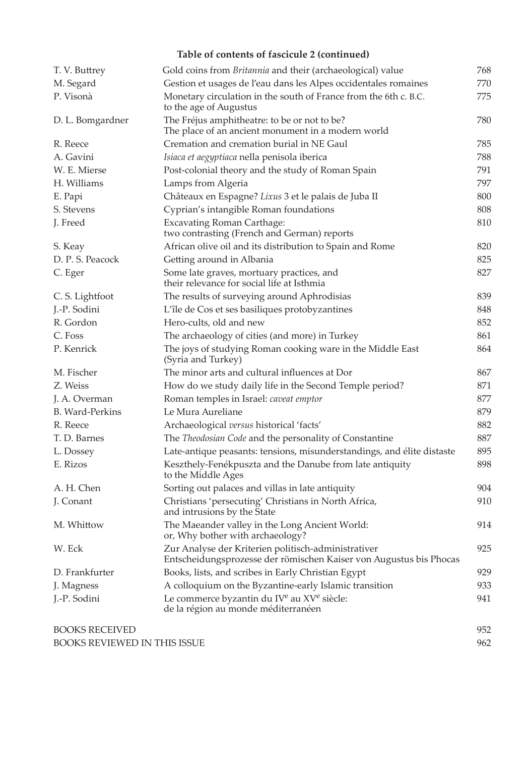## Table of contents of fascicule 2 (continued)

| | | |
|---|---|---|
| T. V. Buttrey | Gold coins from *Britannia* and their (archaeological) value | 768 |
| M. Segard | Gestion et usages de l'eau dans les Alpes occidentales romaines | 770 |
| P. Visonà | Monetary circulation in the south of France from the 6th c. B.C. to the age of Augustus | 775 |
| D. L. Bomgardner | The Fréjus amphitheatre: to be or not to be? The place of an ancient monument in a modern world | 780 |
| R. Reece | Cremation and cremation burial in NE Gaul | 785 |
| A. Gavini | *Isiaca et aegyptiaca* nella penisola iberica | 788 |
| W. E. Mierse | Post-colonial theory and the study of Roman Spain | 791 |
| H. Williams | Lamps from Algeria | 797 |
| E. Papi | Châteaux en Espagne? *Lixus* 3 et le palais de Juba II | 800 |
| S. Stevens | Cyprian's intangible Roman foundations | 808 |
| J. Freed | Excavating Roman Carthage: two contrasting (French and German) reports | 810 |
| S. Keay | African olive oil and its distribution to Spain and Rome | 820 |
| D. P. S. Peacock | Getting around in Albania | 825 |
| C. Eger | Some late graves, mortuary practices, and their relevance for social life at Isthmia | 827 |
| C. S. Lightfoot | The results of surveying around Aphrodisias | 839 |
| J.-P. Sodini | L'île de Cos et ses basiliques protobyzantines | 848 |
| R. Gordon | Hero-cults, old and new | 852 |
| C. Foss | The archaeology of cities (and more) in Turkey | 861 |
| P. Kenrick | The joys of studying Roman cooking ware in the Middle East (Syria and Turkey) | 864 |
| M. Fischer | The minor arts and cultural influences at Dor | 867 |
| Z. Weiss | How do we study daily life in the Second Temple period? | 871 |
| J. A. Overman | Roman temples in Israel: *caveat emptor* | 877 |
| B. Ward-Perkins | Le Mura Aureliane | 879 |
| R. Reece | Archaeological *versus* historical 'facts' | 882 |
| T. D. Barnes | The *Theodosian Code* and the personality of Constantine | 887 |
| L. Dossey | Late-antique peasants: tensions, misunderstandings, and élite distaste | 895 |
| E. Rizos | Keszthely-Fenékpuszta and the Danube from late antiquity to the Middle Ages | 898 |
| A. H. Chen | Sorting out palaces and villas in late antiquity | 904 |
| J. Conant | Christians 'persecuting' Christians in North Africa, and intrusions by the State | 910 |
| M. Whittow | The Maeander valley in the Long Ancient World: or, Why bother with archaeology? | 914 |
| W. Eck | Zur Analyse der Kriterien politisch-administrativer Entscheidungsprozesse der römischen Kaiser von Augustus bis Phocas | 925 |
| D. Frankfurter | Books, lists, and scribes in Early Christian Egypt | 929 |
| J. Magness | A colloquium on the Byzantine-early Islamic transition | 933 |
| J.-P. Sodini | Le commerce byzantin du IV^e au XV^e siècle: de la région au monde méditerranéen | 941 |

| | |
|---|---|
| BOOKS RECEIVED | 952 |
| BOOKS REVIEWED IN THIS ISSUE | 962 |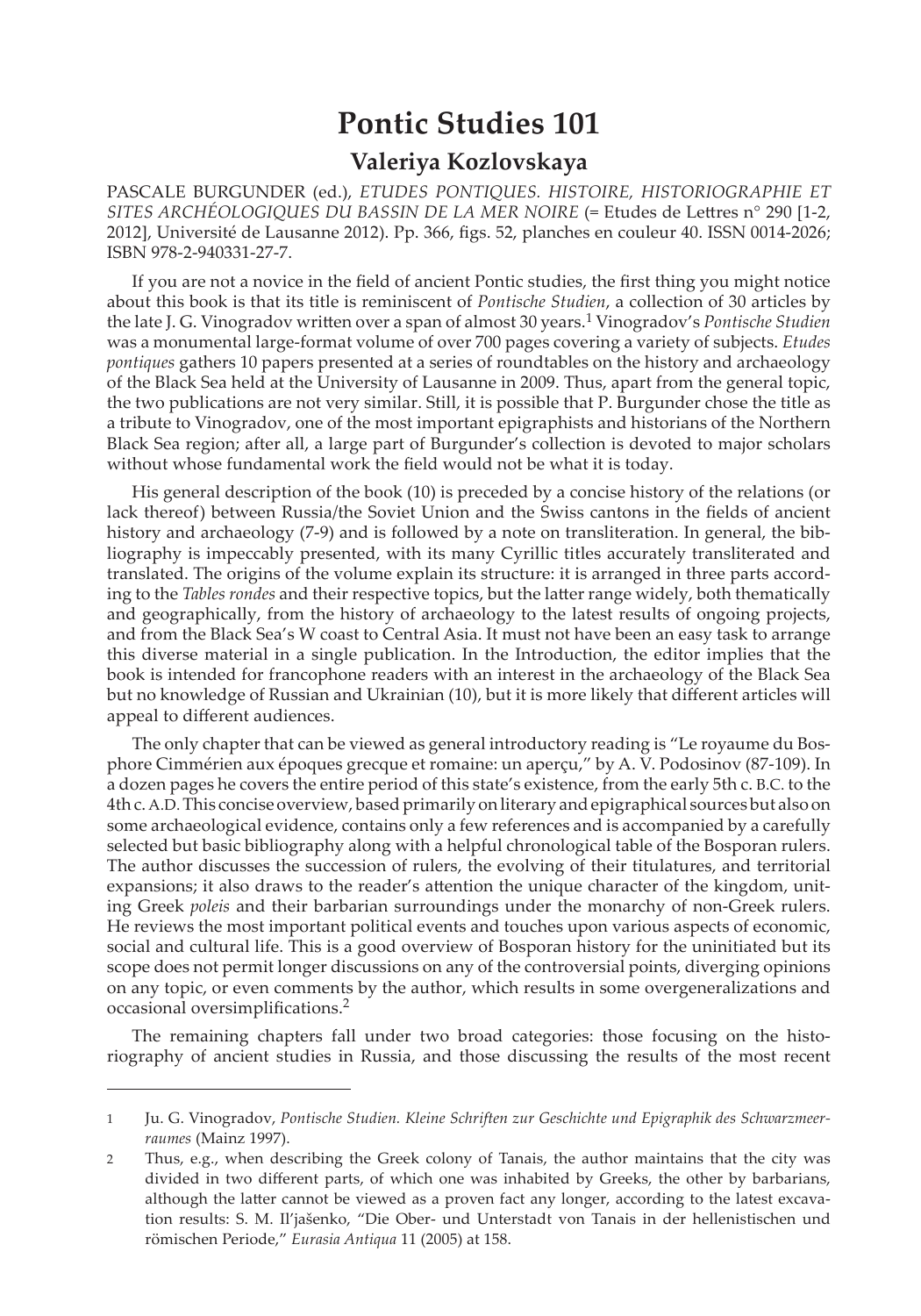# Pontic Studies 101

## Valeriya Kozlovskaya

PASCALE BURGUNDER (ed.), *ETUDES PONTIQUES. HISTOIRE, HISTORIOGRAPHIE ET SITES ARCHÉOLOGIQUES DU BASSIN DE LA MER NOIRE* (= Etudes de Lettres n° 290 [1-2, 2012], Université de Lausanne 2012). Pp. 366, figs. 52, planches en couleur 40. ISSN 0014-2026; ISBN 978-2-940331-27-7.

If you are not a novice in the field of ancient Pontic studies, the first thing you might notice about this book is that its title is reminiscent of *Pontische Studien*, a collection of 30 articles by the late J. G. Vinogradov written over a span of almost 30 years.[1] Vinogradov's *Pontische Studien* was a monumental large-format volume of over 700 pages covering a variety of subjects. *Etudes pontiques* gathers 10 papers presented at a series of roundtables on the history and archaeology of the Black Sea held at the University of Lausanne in 2009. Thus, apart from the general topic, the two publications are not very similar. Still, it is possible that P. Burgunder chose the title as a tribute to Vinogradov, one of the most important epigraphists and historians of the Northern Black Sea region; after all, a large part of Burgunder's collection is devoted to major scholars without whose fundamental work the field would not be what it is today.

His general description of the book (10) is preceded by a concise history of the relations (or lack thereof) between Russia/the Soviet Union and the Swiss cantons in the fields of ancient history and archaeology (7-9) and is followed by a note on transliteration. In general, the bibliography is impeccably presented, with its many Cyrillic titles accurately transliterated and translated. The origins of the volume explain its structure: it is arranged in three parts according to the *Tables rondes* and their respective topics, but the latter range widely, both thematically and geographically, from the history of archaeology to the latest results of ongoing projects, and from the Black Sea's W coast to Central Asia. It must not have been an easy task to arrange this diverse material in a single publication. In the Introduction, the editor implies that the book is intended for francophone readers with an interest in the archaeology of the Black Sea but no knowledge of Russian and Ukrainian (10), but it is more likely that different articles will appeal to different audiences.

The only chapter that can be viewed as general introductory reading is "Le royaume du Bosphore Cimmérien aux époques grecque et romaine: un aperçu," by A. V. Podosinov (87-109). In a dozen pages he covers the entire period of this state's existence, from the early 5th c. B.C. to the 4th c. A.D. This concise overview, based primarily on literary and epigraphical sources but also on some archaeological evidence, contains only a few references and is accompanied by a carefully selected but basic bibliography along with a helpful chronological table of the Bosporan rulers. The author discusses the succession of rulers, the evolving of their titulatures, and territorial expansions; it also draws to the reader's attention the unique character of the kingdom, uniting Greek *poleis* and their barbarian surroundings under the monarchy of non-Greek rulers. He reviews the most important political events and touches upon various aspects of economic, social and cultural life. This is a good overview of Bosporan history for the uninitiated but its scope does not permit longer discussions on any of the controversial points, diverging opinions on any topic, or even comments by the author, which results in some overgeneralizations and occasional oversimplifications.[2]

The remaining chapters fall under two broad categories: those focusing on the historiography of ancient studies in Russia, and those discussing the results of the most recent

---

1 Ju. G. Vinogradov, *Pontische Studien. Kleine Schriften zur Geschichte und Epigraphik des Schwarzmeerraumes* (Mainz 1997).

2 Thus, e.g., when describing the Greek colony of Tanais, the author maintains that the city was divided in two different parts, of which one was inhabited by Greeks, the other by barbarians, although the latter cannot be viewed as a proven fact any longer, according to the latest excavation results: S. M. Il'jašenko, "Die Ober- und Unterstadt von Tanais in der hellenistischen und römischen Periode," *Eurasia Antiqua* 11 (2005) at 158.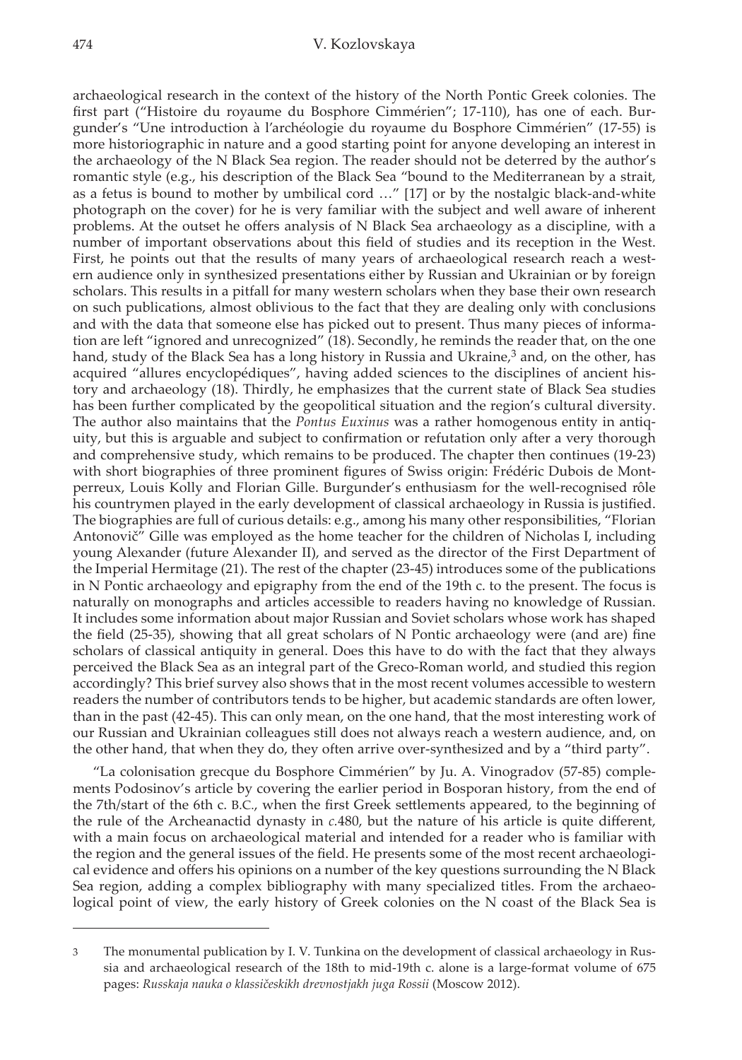archaeological research in the context of the history of the North Pontic Greek colonies. The first part ("Histoire du royaume du Bosphore Cimmérien"; 17-110), has one of each. Burgunder's "Une introduction à l'archéologie du royaume du Bosphore Cimmérien" (17-55) is more historiographic in nature and a good starting point for anyone developing an interest in the archaeology of the N Black Sea region. The reader should not be deterred by the author's romantic style (e.g., his description of the Black Sea "bound to the Mediterranean by a strait, as a fetus is bound to mother by umbilical cord …" [17] or by the nostalgic black-and-white photograph on the cover) for he is very familiar with the subject and well aware of inherent problems. At the outset he offers analysis of N Black Sea archaeology as a discipline, with a number of important observations about this field of studies and its reception in the West. First, he points out that the results of many years of archaeological research reach a western audience only in synthesized presentations either by Russian and Ukrainian or by foreign scholars. This results in a pitfall for many western scholars when they base their own research on such publications, almost oblivious to the fact that they are dealing only with conclusions and with the data that someone else has picked out to present. Thus many pieces of information are left "ignored and unrecognized" (18). Secondly, he reminds the reader that, on the one hand, study of the Black Sea has a long history in Russia and Ukraine,[3] and, on the other, has acquired "allures encyclopédiques", having added sciences to the disciplines of ancient history and archaeology (18). Thirdly, he emphasizes that the current state of Black Sea studies has been further complicated by the geopolitical situation and the region's cultural diversity. The author also maintains that the *Pontus Euxinus* was a rather homogenous entity in antiquity, but this is arguable and subject to confirmation or refutation only after a very thorough and comprehensive study, which remains to be produced. The chapter then continues (19-23) with short biographies of three prominent figures of Swiss origin: Frédéric Dubois de Montperreux, Louis Kolly and Florian Gille. Burgunder's enthusiasm for the well-recognised rôle his countrymen played in the early development of classical archaeology in Russia is justified. The biographies are full of curious details: e.g., among his many other responsibilities, "Florian Antonovič" Gille was employed as the home teacher for the children of Nicholas I, including young Alexander (future Alexander II), and served as the director of the First Department of the Imperial Hermitage (21). The rest of the chapter (23-45) introduces some of the publications in N Pontic archaeology and epigraphy from the end of the 19th c. to the present. The focus is naturally on monographs and articles accessible to readers having no knowledge of Russian. It includes some information about major Russian and Soviet scholars whose work has shaped the field (25-35), showing that all great scholars of N Pontic archaeology were (and are) fine scholars of classical antiquity in general. Does this have to do with the fact that they always perceived the Black Sea as an integral part of the Greco-Roman world, and studied this region accordingly? This brief survey also shows that in the most recent volumes accessible to western readers the number of contributors tends to be higher, but academic standards are often lower, than in the past (42-45). This can only mean, on the one hand, that the most interesting work of our Russian and Ukrainian colleagues still does not always reach a western audience, and, on the other hand, that when they do, they often arrive over-synthesized and by a "third party".

"La colonisation grecque du Bosphore Cimmérien" by Ju. A. Vinogradov (57-85) complements Podosinov's article by covering the earlier period in Bosporan history, from the end of the 7th/start of the 6th c. B.C., when the first Greek settlements appeared, to the beginning of the rule of the Archeanactid dynasty in *c.*480, but the nature of his article is quite different, with a main focus on archaeological material and intended for a reader who is familiar with the region and the general issues of the field. He presents some of the most recent archaeological evidence and offers his opinions on a number of the key questions surrounding the N Black Sea region, adding a complex bibliography with many specialized titles. From the archaeological point of view, the early history of Greek colonies on the N coast of the Black Sea is

3 The monumental publication by I. V. Tunkina on the development of classical archaeology in Russia and archaeological research of the 18th to mid-19th c. alone is a large-format volume of 675 pages: *Russkaja nauka o klassičeskikh drevnostjakh juga Rossii* (Moscow 2012).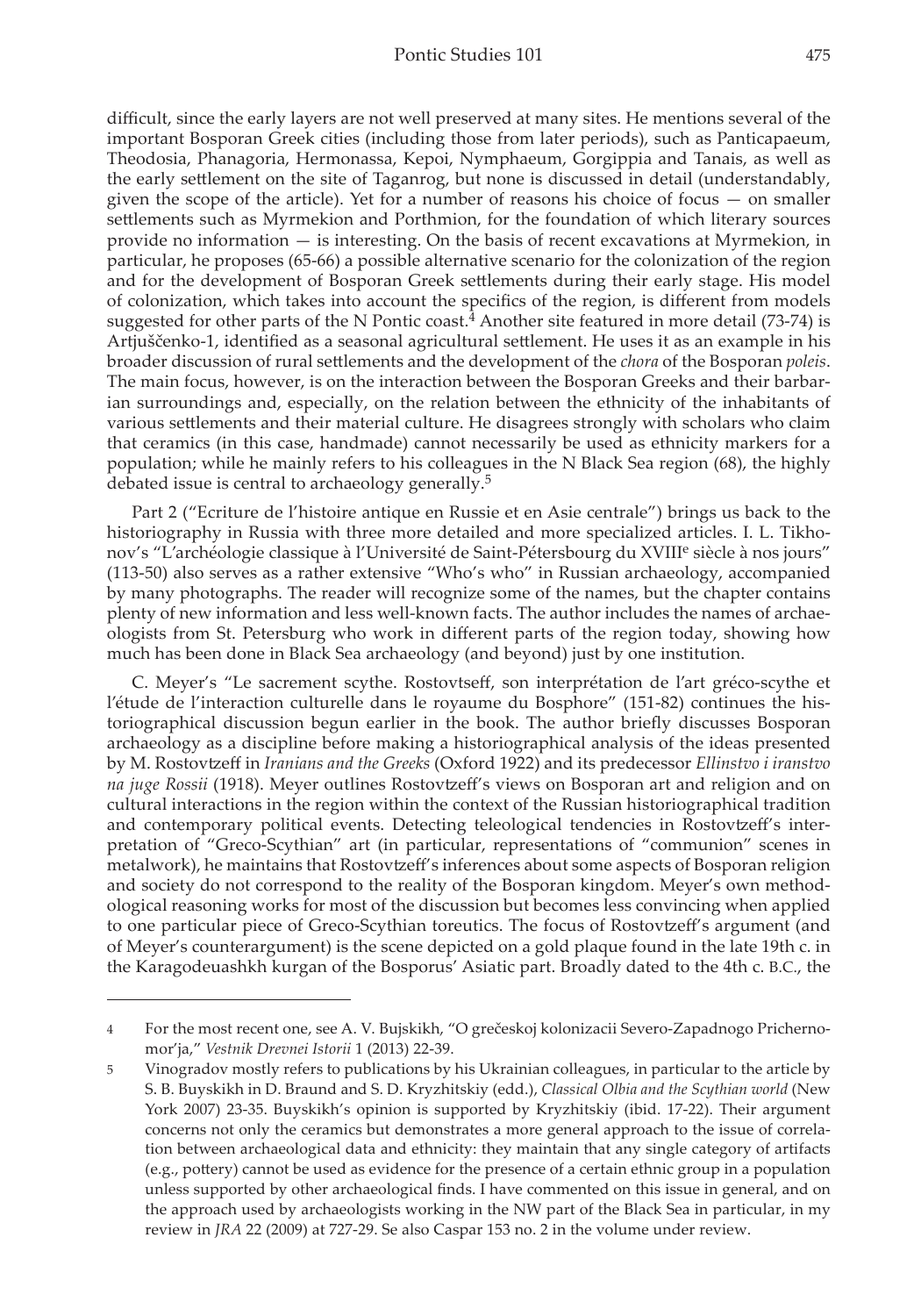difficult, since the early layers are not well preserved at many sites. He mentions several of the important Bosporan Greek cities (including those from later periods), such as Panticapaeum, Theodosia, Phanagoria, Hermonassa, Kepoi, Nymphaeum, Gorgippia and Tanais, as well as the early settlement on the site of Taganrog, but none is discussed in detail (understandably, given the scope of the article). Yet for a number of reasons his choice of focus — on smaller settlements such as Myrmekion and Porthmion, for the foundation of which literary sources provide no information — is interesting. On the basis of recent excavations at Myrmekion, in particular, he proposes (65-66) a possible alternative scenario for the colonization of the region and for the development of Bosporan Greek settlements during their early stage. His model of colonization, which takes into account the specifics of the region, is different from models suggested for other parts of the N Pontic coast.[4] Another site featured in more detail (73-74) is Artjuščenko-1, identified as a seasonal agricultural settlement. He uses it as an example in his broader discussion of rural settlements and the development of the *chora* of the Bosporan *poleis*. The main focus, however, is on the interaction between the Bosporan Greeks and their barbarian surroundings and, especially, on the relation between the ethnicity of the inhabitants of various settlements and their material culture. He disagrees strongly with scholars who claim that ceramics (in this case, handmade) cannot necessarily be used as ethnicity markers for a population; while he mainly refers to his colleagues in the N Black Sea region (68), the highly debated issue is central to archaeology generally.[5]

Part 2 ("Ecriture de l'histoire antique en Russie et en Asie centrale") brings us back to the historiography in Russia with three more detailed and more specialized articles. I. L. Tikhonov's "L'archéologie classique à l'Université de Saint-Pétersbourg du XVIII[e] siècle à nos jours" (113-50) also serves as a rather extensive "Who's who" in Russian archaeology, accompanied by many photographs. The reader will recognize some of the names, but the chapter contains plenty of new information and less well-known facts. The author includes the names of archaeologists from St. Petersburg who work in different parts of the region today, showing how much has been done in Black Sea archaeology (and beyond) just by one institution.

C. Meyer's "Le sacrement scythe. Rostovtseff, son interprétation de l'art gréco-scythe et l'étude de l'interaction culturelle dans le royaume du Bosphore" (151-82) continues the historiographical discussion begun earlier in the book. The author briefly discusses Bosporan archaeology as a discipline before making a historiographical analysis of the ideas presented by M. Rostovtzeff in *Iranians and the Greeks* (Oxford 1922) and its predecessor *Ellinstvo i iranstvo na juge Rossii* (1918). Meyer outlines Rostovtzeff's views on Bosporan art and religion and on cultural interactions in the region within the context of the Russian historiographical tradition and contemporary political events. Detecting teleological tendencies in Rostovtzeff's interpretation of "Greco-Scythian" art (in particular, representations of "communion" scenes in metalwork), he maintains that Rostovtzeff's inferences about some aspects of Bosporan religion and society do not correspond to the reality of the Bosporan kingdom. Meyer's own methodological reasoning works for most of the discussion but becomes less convincing when applied to one particular piece of Greco-Scythian toreutics. The focus of Rostovtzeff's argument (and of Meyer's counterargument) is the scene depicted on a gold plaque found in the late 19th c. in the Karagodeuashkh kurgan of the Bosporus' Asiatic part. Broadly dated to the 4th c. B.C., the

---

4 For the most recent one, see A. V. Bujskikh, "O grečeskoj kolonizacii Severo-Zapadnogo Prichernomor'ja," *Vestnik Drevnei Istorii* 1 (2013) 22-39.

5 Vinogradov mostly refers to publications by his Ukrainian colleagues, in particular to the article by S. B. Buyskikh in D. Braund and S. D. Kryzhitskiy (edd.), *Classical Olbia and the Scythian world* (New York 2007) 23-35. Buyskikh's opinion is supported by Kryzhitskiy (ibid. 17-22). Their argument concerns not only the ceramics but demonstrates a more general approach to the issue of correlation between archaeological data and ethnicity: they maintain that any single category of artifacts (e.g., pottery) cannot be used as evidence for the presence of a certain ethnic group in a population unless supported by other archaeological finds. I have commented on this issue in general, and on the approach used by archaeologists working in the NW part of the Black Sea in particular, in my review in *JRA* 22 (2009) at 727-29. Se also Caspar 153 no. 2 in the volume under review.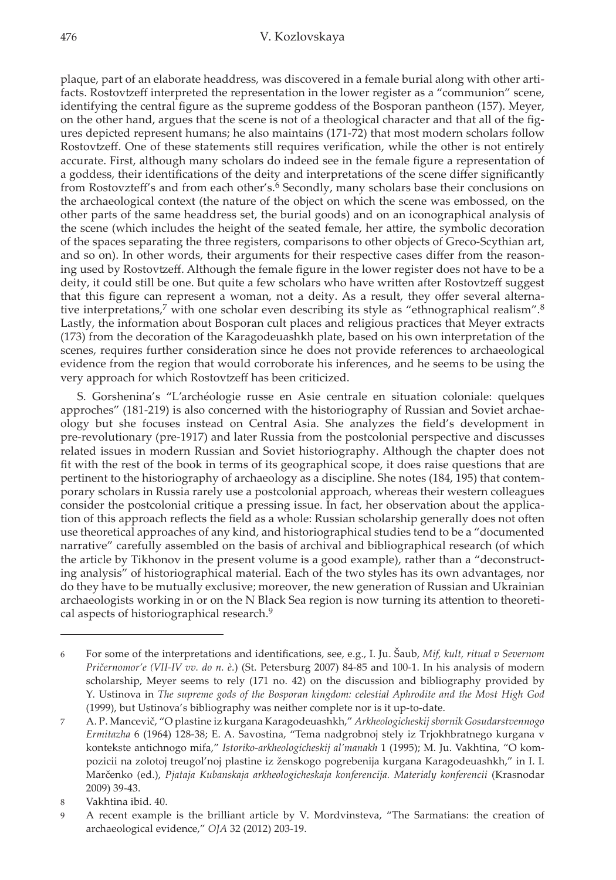plaque, part of an elaborate headdress, was discovered in a female burial along with other artifacts. Rostovtzeff interpreted the representation in the lower register as a "communion" scene, identifying the central figure as the supreme goddess of the Bosporan pantheon (157). Meyer, on the other hand, argues that the scene is not of a theological character and that all of the figures depicted represent humans; he also maintains (171-72) that most modern scholars follow Rostovtzeff. One of these statements still requires verification, while the other is not entirely accurate. First, although many scholars do indeed see in the female figure a representation of a goddess, their identifications of the deity and interpretations of the scene differ significantly from Rostovzteff's and from each other's.[6] Secondly, many scholars base their conclusions on the archaeological context (the nature of the object on which the scene was embossed, on the other parts of the same headdress set, the burial goods) and on an iconographical analysis of the scene (which includes the height of the seated female, her attire, the symbolic decoration of the spaces separating the three registers, comparisons to other objects of Greco-Scythian art, and so on). In other words, their arguments for their respective cases differ from the reasoning used by Rostovtzeff. Although the female figure in the lower register does not have to be a deity, it could still be one. But quite a few scholars who have written after Rostovtzeff suggest that this figure can represent a woman, not a deity. As a result, they offer several alternative interpretations,[7] with one scholar even describing its style as "ethnographical realism".[8] Lastly, the information about Bosporan cult places and religious practices that Meyer extracts (173) from the decoration of the Karagodeuashkh plate, based on his own interpretation of the scenes, requires further consideration since he does not provide references to archaeological evidence from the region that would corroborate his inferences, and he seems to be using the very approach for which Rostovtzeff has been criticized.

S. Gorshenina's "L'archéologie russe en Asie centrale en situation coloniale: quelques approches" (181-219) is also concerned with the historiography of Russian and Soviet archaeology but she focuses instead on Central Asia. She analyzes the field's development in pre-revolutionary (pre-1917) and later Russia from the postcolonial perspective and discusses related issues in modern Russian and Soviet historiography. Although the chapter does not fit with the rest of the book in terms of its geographical scope, it does raise questions that are pertinent to the historiography of archaeology as a discipline. She notes (184, 195) that contemporary scholars in Russia rarely use a postcolonial approach, whereas their western colleagues consider the postcolonial critique a pressing issue. In fact, her observation about the application of this approach reflects the field as a whole: Russian scholarship generally does not often use theoretical approaches of any kind, and historiographical studies tend to be a "documented narrative" carefully assembled on the basis of archival and bibliographical research (of which the article by Tikhonov in the present volume is a good example), rather than a "deconstructing analysis" of historiographical material. Each of the two styles has its own advantages, nor do they have to be mutually exclusive; moreover, the new generation of Russian and Ukrainian archaeologists working in or on the N Black Sea region is now turning its attention to theoretical aspects of historiographical research.[9]

---

6 For some of the interpretations and identifications, see, e.g., I. Ju. Šaub, *Mif, kult, ritual v Severnom Pričernomor'e (VII-IV vv. do n. è.)* (St. Petersburg 2007) 84-85 and 100-1. In his analysis of modern scholarship, Meyer seems to rely (171 no. 42) on the discussion and bibliography provided by Y. Ustinova in *The supreme gods of the Bosporan kingdom: celestial Aphrodite and the Most High God* (1999), but Ustinova's bibliography was neither complete nor is it up-to-date.

7 A. P. Mancevič, "O plastine iz kurgana Karagodeuashkh," *Arkheologicheskij sbornik Gosudarstvennogo Ermitazha* 6 (1964) 128-38; E. A. Savostina, "Tema nadgrobnoj stely iz Trjokhbratnego kurgana v kontekste antichnogo mifa," *Istoriko-arkheologicheskij al'manakh* 1 (1995); M. Ju. Vakhtina, "O kompozicii na zolotoj treugol'noj plastine iz ženskogo pogrebenija kurgana Karagodeuashkh," in I. I. Marčenko (ed.), *Pjataja Kubanskaja arkheologicheskaja konferencija. Materialy konferencii* (Krasnodar 2009) 39-43.

8 Vakhtina ibid. 40.

9 A recent example is the brilliant article by V. Mordvinsteva, "The Sarmatians: the creation of archaeological evidence," *OJA* 32 (2012) 203-19.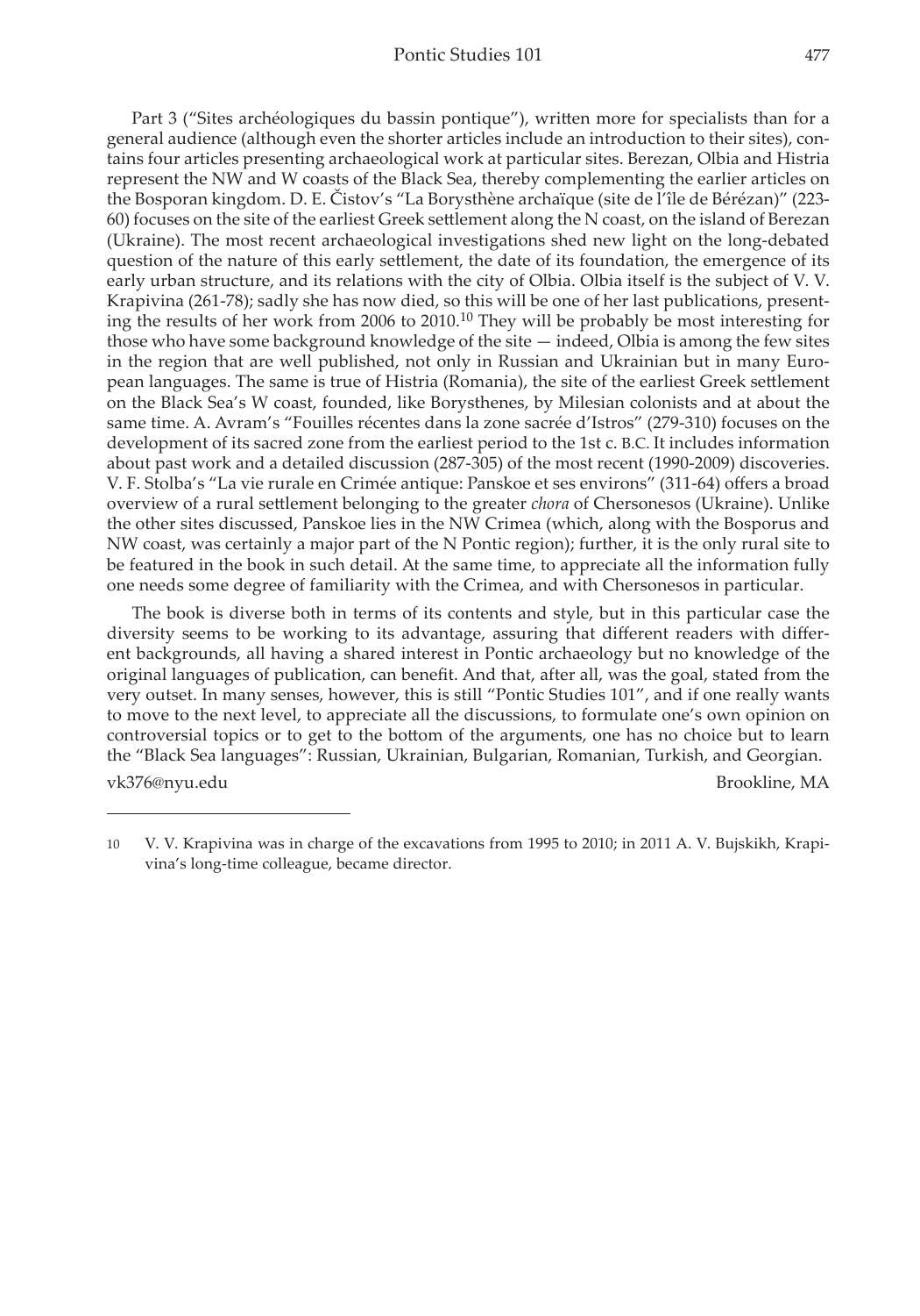Part 3 ("Sites archéologiques du bassin pontique"), written more for specialists than for a general audience (although even the shorter articles include an introduction to their sites), contains four articles presenting archaeological work at particular sites. Berezan, Olbia and Histria represent the NW and W coasts of the Black Sea, thereby complementing the earlier articles on the Bosporan kingdom. D. E. Čistov's "La Borysthène archaïque (site de l'île de Bérézan)" (223-60) focuses on the site of the earliest Greek settlement along the N coast, on the island of Berezan (Ukraine). The most recent archaeological investigations shed new light on the long-debated question of the nature of this early settlement, the date of its foundation, the emergence of its early urban structure, and its relations with the city of Olbia. Olbia itself is the subject of V. V. Krapivina (261-78); sadly she has now died, so this will be one of her last publications, presenting the results of her work from 2006 to 2010.[10] They will be probably be most interesting for those who have some background knowledge of the site — indeed, Olbia is among the few sites in the region that are well published, not only in Russian and Ukrainian but in many European languages. The same is true of Histria (Romania), the site of the earliest Greek settlement on the Black Sea's W coast, founded, like Borysthenes, by Milesian colonists and at about the same time. A. Avram's "Fouilles récentes dans la zone sacrée d'Istros" (279-310) focuses on the development of its sacred zone from the earliest period to the 1st c. B.C. It includes information about past work and a detailed discussion (287-305) of the most recent (1990-2009) discoveries. V. F. Stolba's "La vie rurale en Crimée antique: Panskoe et ses environs" (311-64) offers a broad overview of a rural settlement belonging to the greater *chora* of Chersonesos (Ukraine). Unlike the other sites discussed, Panskoe lies in the NW Crimea (which, along with the Bosporus and NW coast, was certainly a major part of the N Pontic region); further, it is the only rural site to be featured in the book in such detail. At the same time, to appreciate all the information fully one needs some degree of familiarity with the Crimea, and with Chersonesos in particular.

The book is diverse both in terms of its contents and style, but in this particular case the diversity seems to be working to its advantage, assuring that different readers with different backgrounds, all having a shared interest in Pontic archaeology but no knowledge of the original languages of publication, can benefit. And that, after all, was the goal, stated from the very outset. In many senses, however, this is still "Pontic Studies 101", and if one really wants to move to the next level, to appreciate all the discussions, to formulate one's own opinion on controversial topics or to get to the bottom of the arguments, one has no choice but to learn the "Black Sea languages": Russian, Ukrainian, Bulgarian, Romanian, Turkish, and Georgian.

vk376@nyu.edu — Brookline, MA

---

10 V. V. Krapivina was in charge of the excavations from 1995 to 2010; in 2011 A. V. Bujskikh, Krapivina's long-time colleague, became director.